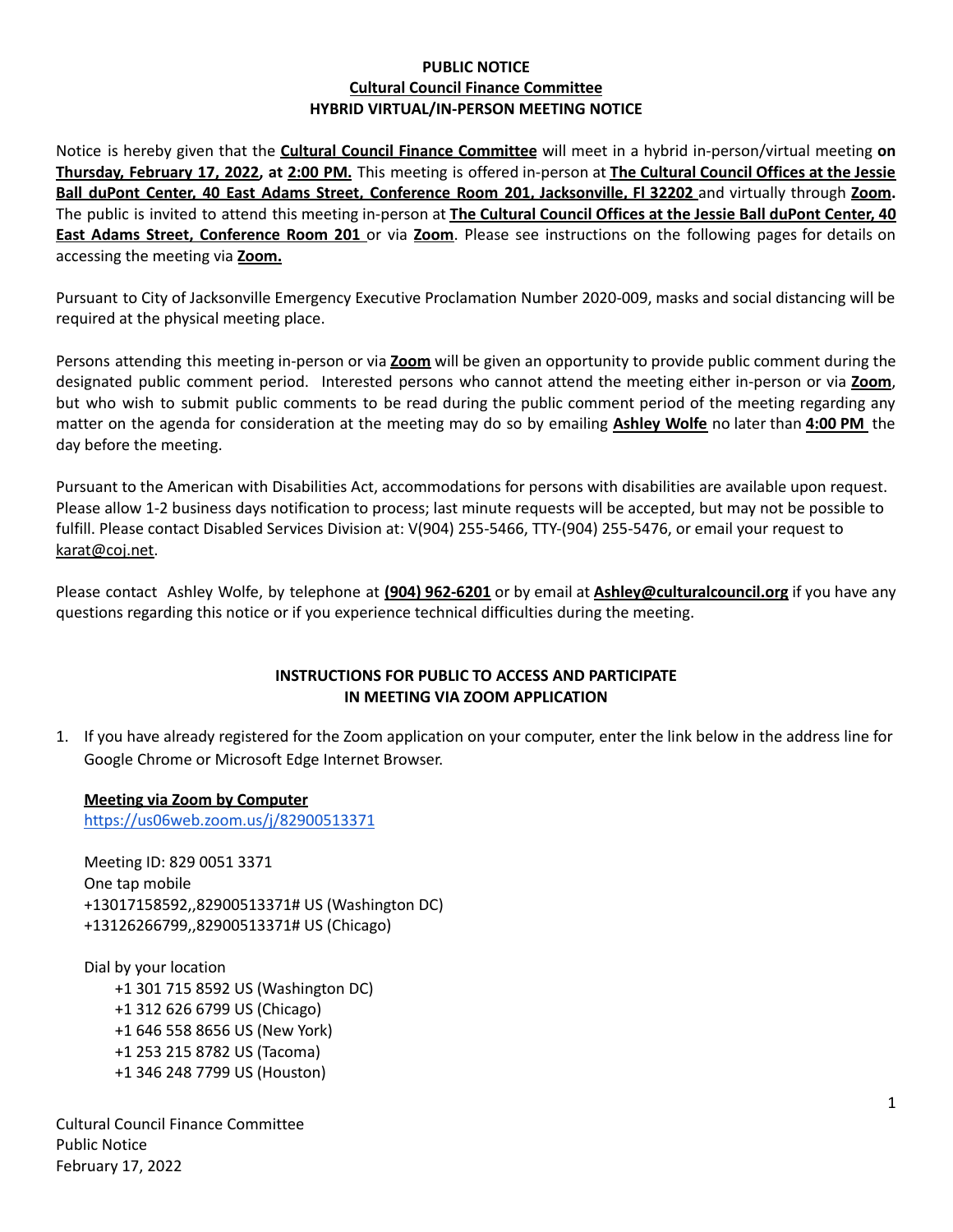**PUBLIC NOTICE**
**Cultural Council Finance Committee**
**HYBRID VIRTUAL/IN-PERSON MEETING NOTICE**

Notice is hereby given that the **Cultural Council Finance Committee** will meet in a hybrid in-person/virtual meeting **on Thursday, February 17, 2022, at 2:00 PM.** This meeting is offered in-person at **The Cultural Council Offices at the Jessie Ball duPont Center, 40 East Adams Street, Conference Room 201, Jacksonville, Fl 32202** and virtually through **Zoom.** The public is invited to attend this meeting in-person at **The Cultural Council Offices at the Jessie Ball duPont Center, 40 East Adams Street, Conference Room 201** or via **Zoom**. Please see instructions on the following pages for details on accessing the meeting via **Zoom.**

Pursuant to City of Jacksonville Emergency Executive Proclamation Number 2020-009, masks and social distancing will be required at the physical meeting place.

Persons attending this meeting in-person or via **Zoom** will be given an opportunity to provide public comment during the designated public comment period. Interested persons who cannot attend the meeting either in-person or via **Zoom**, but who wish to submit public comments to be read during the public comment period of the meeting regarding any matter on the agenda for consideration at the meeting may do so by emailing **Ashley Wolfe** no later than **4:00 PM** the day before the meeting.

Pursuant to the American with Disabilities Act, accommodations for persons with disabilities are available upon request. Please allow 1-2 business days notification to process; last minute requests will be accepted, but may not be possible to fulfill. Please contact Disabled Services Division at: V(904) 255-5466, TTY-(904) 255-5476, or email your request to karat@coj.net.

Please contact Ashley Wolfe, by telephone at **(904) 962-6201** or by email at **Ashley@culturalcouncil.org** if you have any questions regarding this notice or if you experience technical difficulties during the meeting.

**INSTRUCTIONS FOR PUBLIC TO ACCESS AND PARTICIPATE IN MEETING VIA ZOOM APPLICATION**

1. If you have already registered for the Zoom application on your computer, enter the link below in the address line for Google Chrome or Microsoft Edge Internet Browser.

   **Meeting via Zoom by Computer**
   https://us06web.zoom.us/j/82900513371

   Meeting ID: 829 0051 3371
   One tap mobile
   +13017158592,,82900513371# US (Washington DC)
   +13126266799,,82900513371# US (Chicago)

   Dial by your location
   - +1 301 715 8592 US (Washington DC)
   - +1 312 626 6799 US (Chicago)
   - +1 646 558 8656 US (New York)
   - +1 253 215 8782 US (Tacoma)
   - +1 346 248 7799 US (Houston)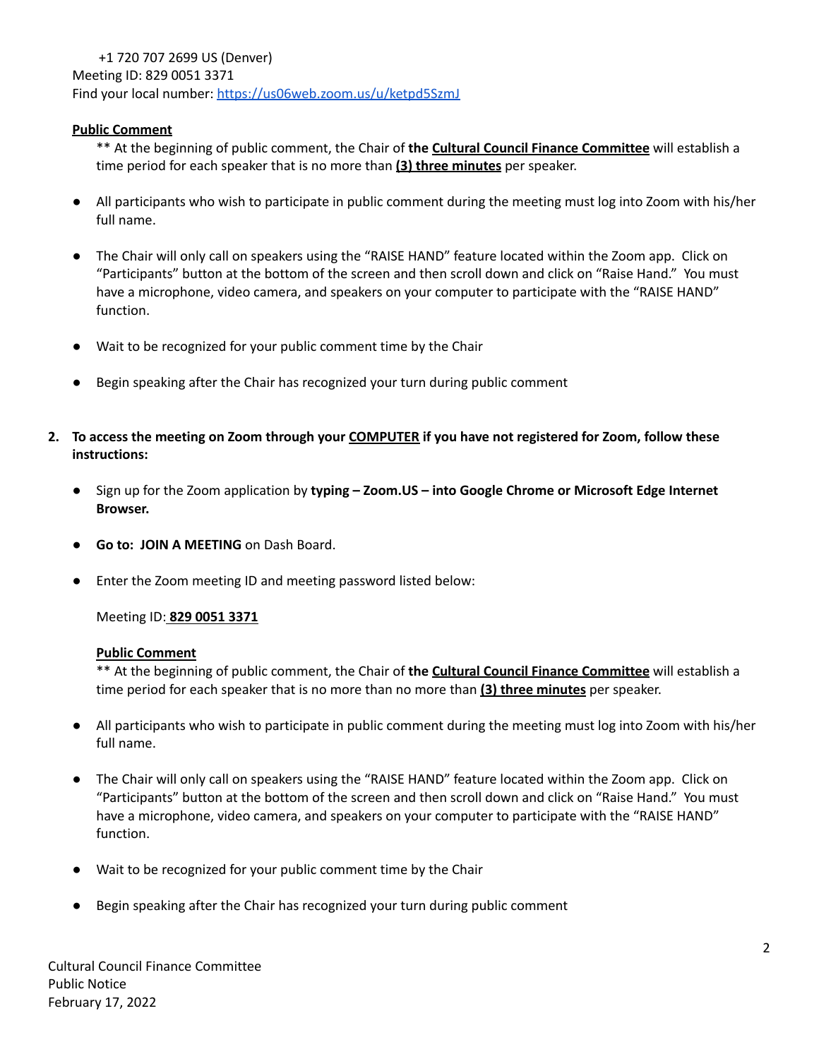+1 720 707 2699 US (Denver)
Meeting ID: 829 0051 3371
Find your local number: https://us06web.zoom.us/u/ketpd5SzmJ

**Public Comment**

** At the beginning of public comment, the Chair of **the Cultural Council Finance Committee** will establish a time period for each speaker that is no more than **(3) three minutes** per speaker.

- All participants who wish to participate in public comment during the meeting must log into Zoom with his/her full name.
- The Chair will only call on speakers using the "RAISE HAND" feature located within the Zoom app. Click on "Participants" button at the bottom of the screen and then scroll down and click on "Raise Hand." You must have a microphone, video camera, and speakers on your computer to participate with the "RAISE HAND" function.
- Wait to be recognized for your public comment time by the Chair
- Begin speaking after the Chair has recognized your turn during public comment

2. **To access the meeting on Zoom through your COMPUTER if you have not registered for Zoom, follow these instructions:**

- Sign up for the Zoom application by **typing – Zoom.US – into Google Chrome or Microsoft Edge Internet Browser.**
- **Go to: JOIN A MEETING** on Dash Board.
- Enter the Zoom meeting ID and meeting password listed below:

Meeting ID: **829 0051 3371**

**Public Comment**

** At the beginning of public comment, the Chair of **the Cultural Council Finance Committee** will establish a time period for each speaker that is no more than no more than **(3) three minutes** per speaker.

- All participants who wish to participate in public comment during the meeting must log into Zoom with his/her full name.
- The Chair will only call on speakers using the "RAISE HAND" feature located within the Zoom app. Click on "Participants" button at the bottom of the screen and then scroll down and click on "Raise Hand." You must have a microphone, video camera, and speakers on your computer to participate with the "RAISE HAND" function.
- Wait to be recognized for your public comment time by the Chair
- Begin speaking after the Chair has recognized your turn during public comment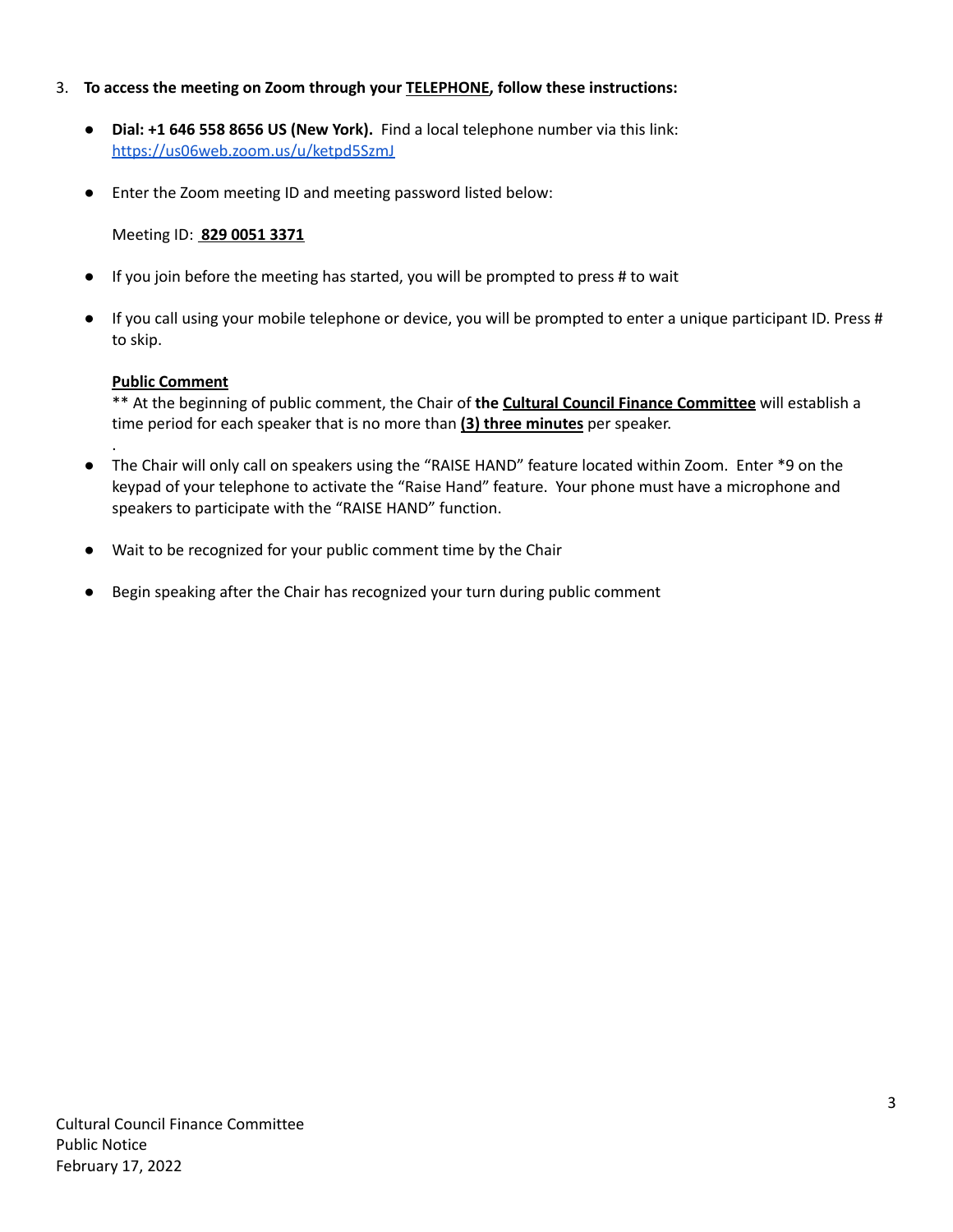3. **To access the meeting on Zoom through your TELEPHONE, follow these instructions:**

- **Dial: +1 646 558 8656 US (New York).** Find a local telephone number via this link: https://us06web.zoom.us/u/ketpd5SzmJ

- Enter the Zoom meeting ID and meeting password listed below:

  Meeting ID: **829 0051 3371**

- If you join before the meeting has started, you will be prompted to press # to wait

- If you call using your mobile telephone or device, you will be prompted to enter a unique participant ID. Press # to skip.

  **Public Comment**

  ** At the beginning of public comment, the Chair of **the Cultural Council Finance Committee** will establish a time period for each speaker that is no more than **(3) three minutes** per speaker.

  .

- The Chair will only call on speakers using the "RAISE HAND" feature located within Zoom. Enter *9 on the keypad of your telephone to activate the "Raise Hand" feature. Your phone must have a microphone and speakers to participate with the "RAISE HAND" function.

- Wait to be recognized for your public comment time by the Chair

- Begin speaking after the Chair has recognized your turn during public comment